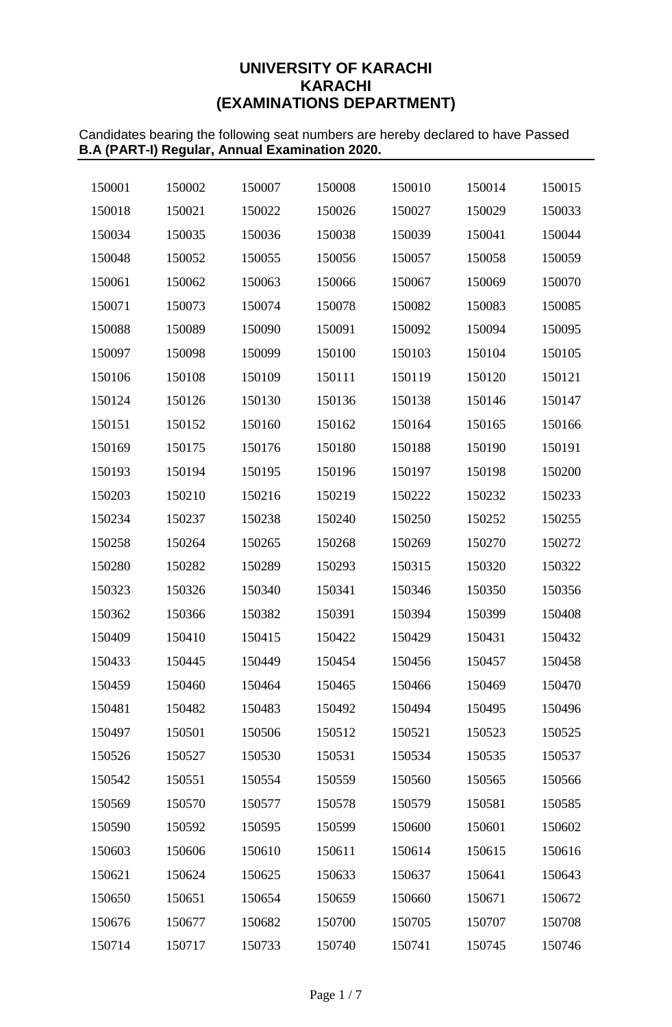# UNIVERSITY OF KARACHI
# KARACHI
# (EXAMINATIONS DEPARTMENT)

Candidates bearing the following seat numbers are hereby declared to have Passed **B.A (PART-I) Regular, Annual Examination 2020.**

| | | | | | | |
|---|---|---|---|---|---|---|
| 150001 | 150002 | 150007 | 150008 | 150010 | 150014 | 150015 |
| 150018 | 150021 | 150022 | 150026 | 150027 | 150029 | 150033 |
| 150034 | 150035 | 150036 | 150038 | 150039 | 150041 | 150044 |
| 150048 | 150052 | 150055 | 150056 | 150057 | 150058 | 150059 |
| 150061 | 150062 | 150063 | 150066 | 150067 | 150069 | 150070 |
| 150071 | 150073 | 150074 | 150078 | 150082 | 150083 | 150085 |
| 150088 | 150089 | 150090 | 150091 | 150092 | 150094 | 150095 |
| 150097 | 150098 | 150099 | 150100 | 150103 | 150104 | 150105 |
| 150106 | 150108 | 150109 | 150111 | 150119 | 150120 | 150121 |
| 150124 | 150126 | 150130 | 150136 | 150138 | 150146 | 150147 |
| 150151 | 150152 | 150160 | 150162 | 150164 | 150165 | 150166 |
| 150169 | 150175 | 150176 | 150180 | 150188 | 150190 | 150191 |
| 150193 | 150194 | 150195 | 150196 | 150197 | 150198 | 150200 |
| 150203 | 150210 | 150216 | 150219 | 150222 | 150232 | 150233 |
| 150234 | 150237 | 150238 | 150240 | 150250 | 150252 | 150255 |
| 150258 | 150264 | 150265 | 150268 | 150269 | 150270 | 150272 |
| 150280 | 150282 | 150289 | 150293 | 150315 | 150320 | 150322 |
| 150323 | 150326 | 150340 | 150341 | 150346 | 150350 | 150356 |
| 150362 | 150366 | 150382 | 150391 | 150394 | 150399 | 150408 |
| 150409 | 150410 | 150415 | 150422 | 150429 | 150431 | 150432 |
| 150433 | 150445 | 150449 | 150454 | 150456 | 150457 | 150458 |
| 150459 | 150460 | 150464 | 150465 | 150466 | 150469 | 150470 |
| 150481 | 150482 | 150483 | 150492 | 150494 | 150495 | 150496 |
| 150497 | 150501 | 150506 | 150512 | 150521 | 150523 | 150525 |
| 150526 | 150527 | 150530 | 150531 | 150534 | 150535 | 150537 |
| 150542 | 150551 | 150554 | 150559 | 150560 | 150565 | 150566 |
| 150569 | 150570 | 150577 | 150578 | 150579 | 150581 | 150585 |
| 150590 | 150592 | 150595 | 150599 | 150600 | 150601 | 150602 |
| 150603 | 150606 | 150610 | 150611 | 150614 | 150615 | 150616 |
| 150621 | 150624 | 150625 | 150633 | 150637 | 150641 | 150643 |
| 150650 | 150651 | 150654 | 150659 | 150660 | 150671 | 150672 |
| 150676 | 150677 | 150682 | 150700 | 150705 | 150707 | 150708 |
| 150714 | 150717 | 150733 | 150740 | 150741 | 150745 | 150746 |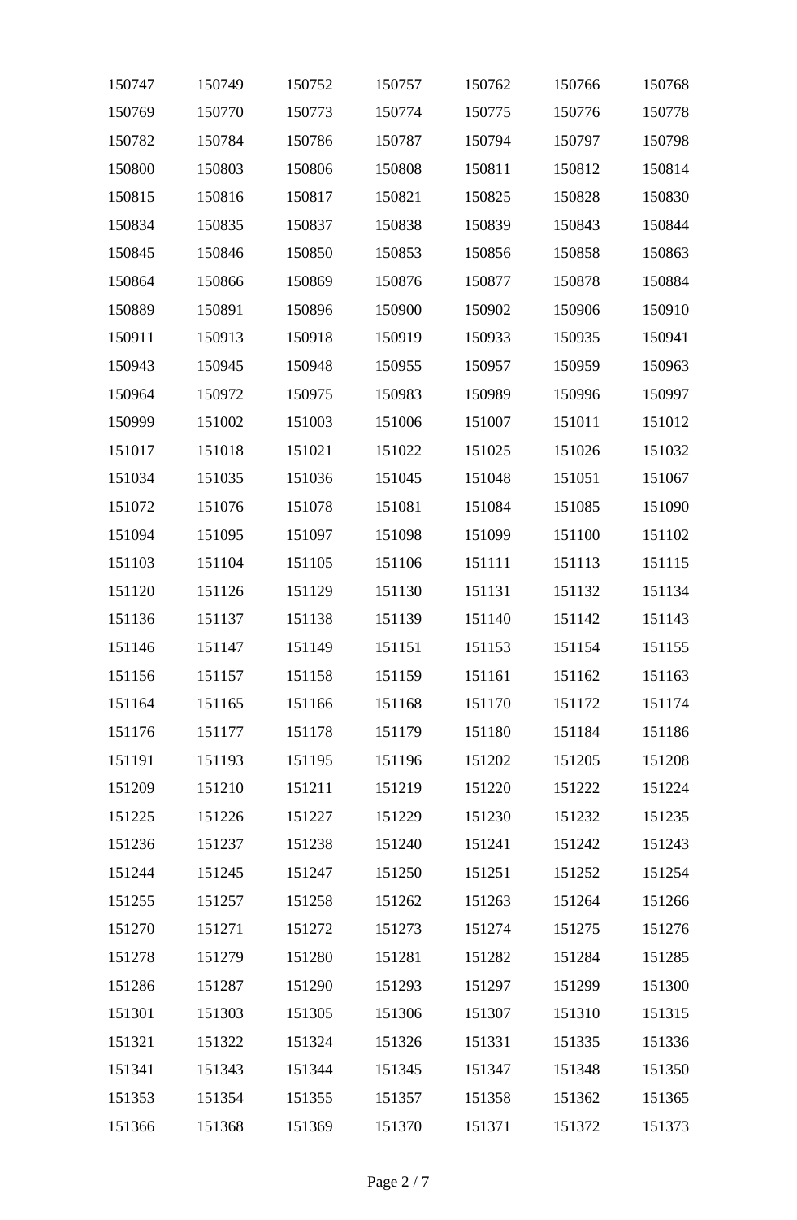| | | | | | | |
|---|---|---|---|---|---|---|
| 150747 | 150749 | 150752 | 150757 | 150762 | 150766 | 150768 |
| 150769 | 150770 | 150773 | 150774 | 150775 | 150776 | 150778 |
| 150782 | 150784 | 150786 | 150787 | 150794 | 150797 | 150798 |
| 150800 | 150803 | 150806 | 150808 | 150811 | 150812 | 150814 |
| 150815 | 150816 | 150817 | 150821 | 150825 | 150828 | 150830 |
| 150834 | 150835 | 150837 | 150838 | 150839 | 150843 | 150844 |
| 150845 | 150846 | 150850 | 150853 | 150856 | 150858 | 150863 |
| 150864 | 150866 | 150869 | 150876 | 150877 | 150878 | 150884 |
| 150889 | 150891 | 150896 | 150900 | 150902 | 150906 | 150910 |
| 150911 | 150913 | 150918 | 150919 | 150933 | 150935 | 150941 |
| 150943 | 150945 | 150948 | 150955 | 150957 | 150959 | 150963 |
| 150964 | 150972 | 150975 | 150983 | 150989 | 150996 | 150997 |
| 150999 | 151002 | 151003 | 151006 | 151007 | 151011 | 151012 |
| 151017 | 151018 | 151021 | 151022 | 151025 | 151026 | 151032 |
| 151034 | 151035 | 151036 | 151045 | 151048 | 151051 | 151067 |
| 151072 | 151076 | 151078 | 151081 | 151084 | 151085 | 151090 |
| 151094 | 151095 | 151097 | 151098 | 151099 | 151100 | 151102 |
| 151103 | 151104 | 151105 | 151106 | 151111 | 151113 | 151115 |
| 151120 | 151126 | 151129 | 151130 | 151131 | 151132 | 151134 |
| 151136 | 151137 | 151138 | 151139 | 151140 | 151142 | 151143 |
| 151146 | 151147 | 151149 | 151151 | 151153 | 151154 | 151155 |
| 151156 | 151157 | 151158 | 151159 | 151161 | 151162 | 151163 |
| 151164 | 151165 | 151166 | 151168 | 151170 | 151172 | 151174 |
| 151176 | 151177 | 151178 | 151179 | 151180 | 151184 | 151186 |
| 151191 | 151193 | 151195 | 151196 | 151202 | 151205 | 151208 |
| 151209 | 151210 | 151211 | 151219 | 151220 | 151222 | 151224 |
| 151225 | 151226 | 151227 | 151229 | 151230 | 151232 | 151235 |
| 151236 | 151237 | 151238 | 151240 | 151241 | 151242 | 151243 |
| 151244 | 151245 | 151247 | 151250 | 151251 | 151252 | 151254 |
| 151255 | 151257 | 151258 | 151262 | 151263 | 151264 | 151266 |
| 151270 | 151271 | 151272 | 151273 | 151274 | 151275 | 151276 |
| 151278 | 151279 | 151280 | 151281 | 151282 | 151284 | 151285 |
| 151286 | 151287 | 151290 | 151293 | 151297 | 151299 | 151300 |
| 151301 | 151303 | 151305 | 151306 | 151307 | 151310 | 151315 |
| 151321 | 151322 | 151324 | 151326 | 151331 | 151335 | 151336 |
| 151341 | 151343 | 151344 | 151345 | 151347 | 151348 | 151350 |
| 151353 | 151354 | 151355 | 151357 | 151358 | 151362 | 151365 |
| 151366 | 151368 | 151369 | 151370 | 151371 | 151372 | 151373 |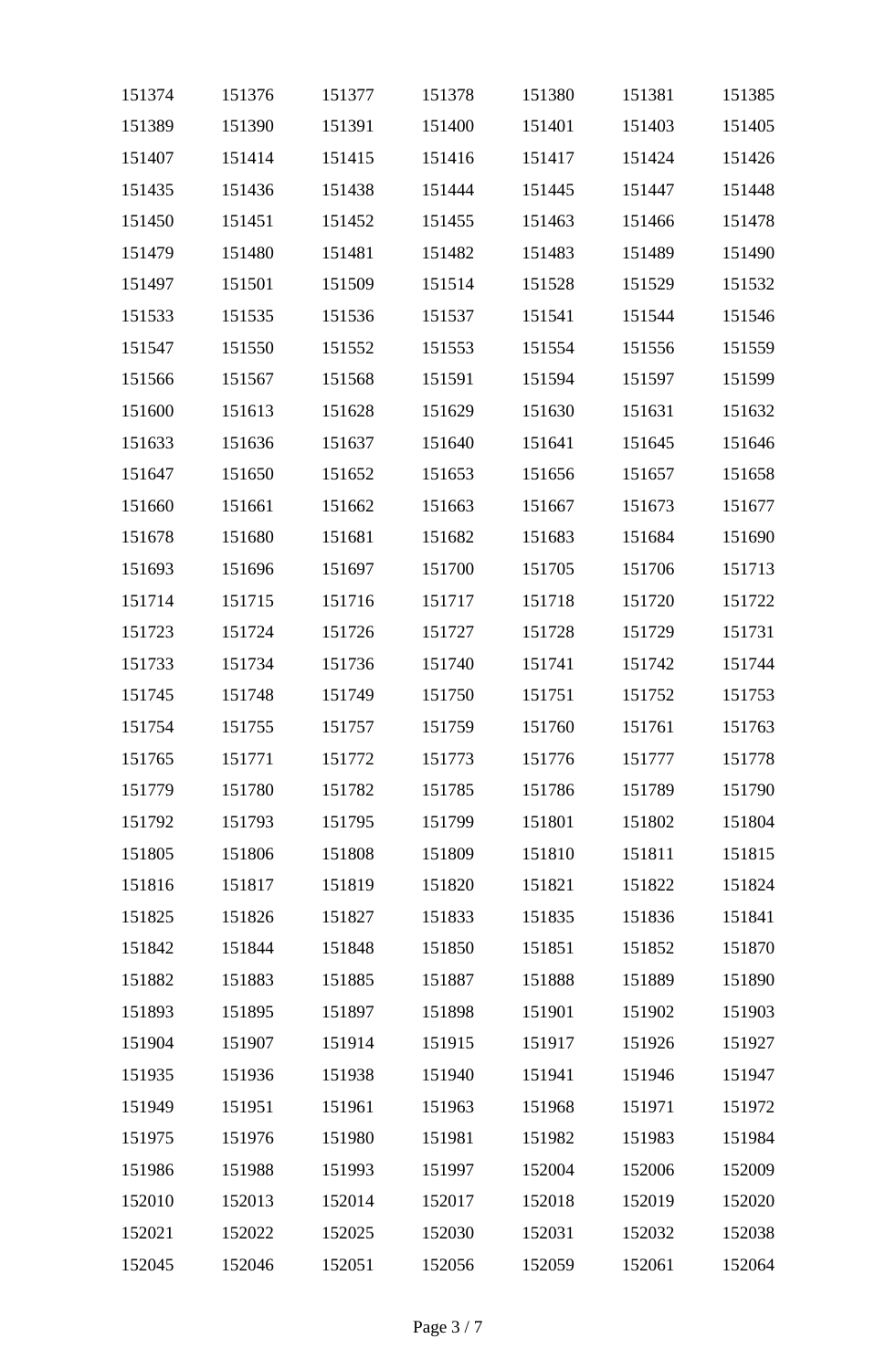| | | | | | | |
|---|---|---|---|---|---|---|
| 151374 | 151376 | 151377 | 151378 | 151380 | 151381 | 151385 |
| 151389 | 151390 | 151391 | 151400 | 151401 | 151403 | 151405 |
| 151407 | 151414 | 151415 | 151416 | 151417 | 151424 | 151426 |
| 151435 | 151436 | 151438 | 151444 | 151445 | 151447 | 151448 |
| 151450 | 151451 | 151452 | 151455 | 151463 | 151466 | 151478 |
| 151479 | 151480 | 151481 | 151482 | 151483 | 151489 | 151490 |
| 151497 | 151501 | 151509 | 151514 | 151528 | 151529 | 151532 |
| 151533 | 151535 | 151536 | 151537 | 151541 | 151544 | 151546 |
| 151547 | 151550 | 151552 | 151553 | 151554 | 151556 | 151559 |
| 151566 | 151567 | 151568 | 151591 | 151594 | 151597 | 151599 |
| 151600 | 151613 | 151628 | 151629 | 151630 | 151631 | 151632 |
| 151633 | 151636 | 151637 | 151640 | 151641 | 151645 | 151646 |
| 151647 | 151650 | 151652 | 151653 | 151656 | 151657 | 151658 |
| 151660 | 151661 | 151662 | 151663 | 151667 | 151673 | 151677 |
| 151678 | 151680 | 151681 | 151682 | 151683 | 151684 | 151690 |
| 151693 | 151696 | 151697 | 151700 | 151705 | 151706 | 151713 |
| 151714 | 151715 | 151716 | 151717 | 151718 | 151720 | 151722 |
| 151723 | 151724 | 151726 | 151727 | 151728 | 151729 | 151731 |
| 151733 | 151734 | 151736 | 151740 | 151741 | 151742 | 151744 |
| 151745 | 151748 | 151749 | 151750 | 151751 | 151752 | 151753 |
| 151754 | 151755 | 151757 | 151759 | 151760 | 151761 | 151763 |
| 151765 | 151771 | 151772 | 151773 | 151776 | 151777 | 151778 |
| 151779 | 151780 | 151782 | 151785 | 151786 | 151789 | 151790 |
| 151792 | 151793 | 151795 | 151799 | 151801 | 151802 | 151804 |
| 151805 | 151806 | 151808 | 151809 | 151810 | 151811 | 151815 |
| 151816 | 151817 | 151819 | 151820 | 151821 | 151822 | 151824 |
| 151825 | 151826 | 151827 | 151833 | 151835 | 151836 | 151841 |
| 151842 | 151844 | 151848 | 151850 | 151851 | 151852 | 151870 |
| 151882 | 151883 | 151885 | 151887 | 151888 | 151889 | 151890 |
| 151893 | 151895 | 151897 | 151898 | 151901 | 151902 | 151903 |
| 151904 | 151907 | 151914 | 151915 | 151917 | 151926 | 151927 |
| 151935 | 151936 | 151938 | 151940 | 151941 | 151946 | 151947 |
| 151949 | 151951 | 151961 | 151963 | 151968 | 151971 | 151972 |
| 151975 | 151976 | 151980 | 151981 | 151982 | 151983 | 151984 |
| 151986 | 151988 | 151993 | 151997 | 152004 | 152006 | 152009 |
| 152010 | 152013 | 152014 | 152017 | 152018 | 152019 | 152020 |
| 152021 | 152022 | 152025 | 152030 | 152031 | 152032 | 152038 |
| 152045 | 152046 | 152051 | 152056 | 152059 | 152061 | 152064 |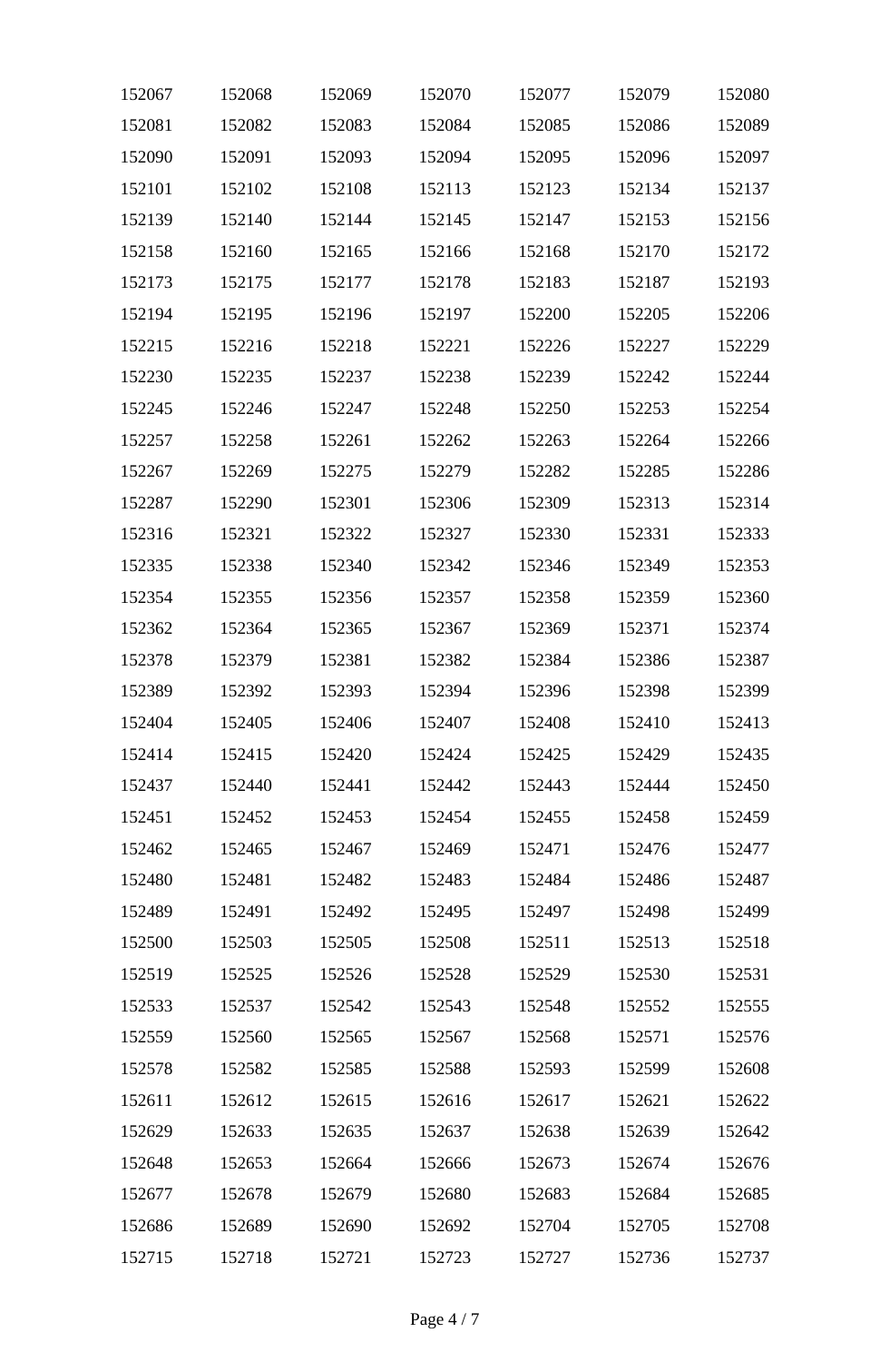| | | | | | | |
|---|---|---|---|---|---|---|
| 152067 | 152068 | 152069 | 152070 | 152077 | 152079 | 152080 |
| 152081 | 152082 | 152083 | 152084 | 152085 | 152086 | 152089 |
| 152090 | 152091 | 152093 | 152094 | 152095 | 152096 | 152097 |
| 152101 | 152102 | 152108 | 152113 | 152123 | 152134 | 152137 |
| 152139 | 152140 | 152144 | 152145 | 152147 | 152153 | 152156 |
| 152158 | 152160 | 152165 | 152166 | 152168 | 152170 | 152172 |
| 152173 | 152175 | 152177 | 152178 | 152183 | 152187 | 152193 |
| 152194 | 152195 | 152196 | 152197 | 152200 | 152205 | 152206 |
| 152215 | 152216 | 152218 | 152221 | 152226 | 152227 | 152229 |
| 152230 | 152235 | 152237 | 152238 | 152239 | 152242 | 152244 |
| 152245 | 152246 | 152247 | 152248 | 152250 | 152253 | 152254 |
| 152257 | 152258 | 152261 | 152262 | 152263 | 152264 | 152266 |
| 152267 | 152269 | 152275 | 152279 | 152282 | 152285 | 152286 |
| 152287 | 152290 | 152301 | 152306 | 152309 | 152313 | 152314 |
| 152316 | 152321 | 152322 | 152327 | 152330 | 152331 | 152333 |
| 152335 | 152338 | 152340 | 152342 | 152346 | 152349 | 152353 |
| 152354 | 152355 | 152356 | 152357 | 152358 | 152359 | 152360 |
| 152362 | 152364 | 152365 | 152367 | 152369 | 152371 | 152374 |
| 152378 | 152379 | 152381 | 152382 | 152384 | 152386 | 152387 |
| 152389 | 152392 | 152393 | 152394 | 152396 | 152398 | 152399 |
| 152404 | 152405 | 152406 | 152407 | 152408 | 152410 | 152413 |
| 152414 | 152415 | 152420 | 152424 | 152425 | 152429 | 152435 |
| 152437 | 152440 | 152441 | 152442 | 152443 | 152444 | 152450 |
| 152451 | 152452 | 152453 | 152454 | 152455 | 152458 | 152459 |
| 152462 | 152465 | 152467 | 152469 | 152471 | 152476 | 152477 |
| 152480 | 152481 | 152482 | 152483 | 152484 | 152486 | 152487 |
| 152489 | 152491 | 152492 | 152495 | 152497 | 152498 | 152499 |
| 152500 | 152503 | 152505 | 152508 | 152511 | 152513 | 152518 |
| 152519 | 152525 | 152526 | 152528 | 152529 | 152530 | 152531 |
| 152533 | 152537 | 152542 | 152543 | 152548 | 152552 | 152555 |
| 152559 | 152560 | 152565 | 152567 | 152568 | 152571 | 152576 |
| 152578 | 152582 | 152585 | 152588 | 152593 | 152599 | 152608 |
| 152611 | 152612 | 152615 | 152616 | 152617 | 152621 | 152622 |
| 152629 | 152633 | 152635 | 152637 | 152638 | 152639 | 152642 |
| 152648 | 152653 | 152664 | 152666 | 152673 | 152674 | 152676 |
| 152677 | 152678 | 152679 | 152680 | 152683 | 152684 | 152685 |
| 152686 | 152689 | 152690 | 152692 | 152704 | 152705 | 152708 |
| 152715 | 152718 | 152721 | 152723 | 152727 | 152736 | 152737 |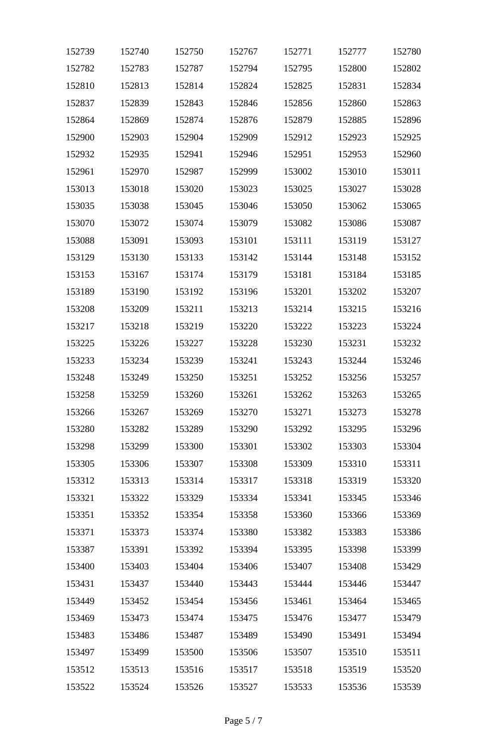| | | | | | | |
|---|---|---|---|---|---|---|
| 152739 | 152740 | 152750 | 152767 | 152771 | 152777 | 152780 |
| 152782 | 152783 | 152787 | 152794 | 152795 | 152800 | 152802 |
| 152810 | 152813 | 152814 | 152824 | 152825 | 152831 | 152834 |
| 152837 | 152839 | 152843 | 152846 | 152856 | 152860 | 152863 |
| 152864 | 152869 | 152874 | 152876 | 152879 | 152885 | 152896 |
| 152900 | 152903 | 152904 | 152909 | 152912 | 152923 | 152925 |
| 152932 | 152935 | 152941 | 152946 | 152951 | 152953 | 152960 |
| 152961 | 152970 | 152987 | 152999 | 153002 | 153010 | 153011 |
| 153013 | 153018 | 153020 | 153023 | 153025 | 153027 | 153028 |
| 153035 | 153038 | 153045 | 153046 | 153050 | 153062 | 153065 |
| 153070 | 153072 | 153074 | 153079 | 153082 | 153086 | 153087 |
| 153088 | 153091 | 153093 | 153101 | 153111 | 153119 | 153127 |
| 153129 | 153130 | 153133 | 153142 | 153144 | 153148 | 153152 |
| 153153 | 153167 | 153174 | 153179 | 153181 | 153184 | 153185 |
| 153189 | 153190 | 153192 | 153196 | 153201 | 153202 | 153207 |
| 153208 | 153209 | 153211 | 153213 | 153214 | 153215 | 153216 |
| 153217 | 153218 | 153219 | 153220 | 153222 | 153223 | 153224 |
| 153225 | 153226 | 153227 | 153228 | 153230 | 153231 | 153232 |
| 153233 | 153234 | 153239 | 153241 | 153243 | 153244 | 153246 |
| 153248 | 153249 | 153250 | 153251 | 153252 | 153256 | 153257 |
| 153258 | 153259 | 153260 | 153261 | 153262 | 153263 | 153265 |
| 153266 | 153267 | 153269 | 153270 | 153271 | 153273 | 153278 |
| 153280 | 153282 | 153289 | 153290 | 153292 | 153295 | 153296 |
| 153298 | 153299 | 153300 | 153301 | 153302 | 153303 | 153304 |
| 153305 | 153306 | 153307 | 153308 | 153309 | 153310 | 153311 |
| 153312 | 153313 | 153314 | 153317 | 153318 | 153319 | 153320 |
| 153321 | 153322 | 153329 | 153334 | 153341 | 153345 | 153346 |
| 153351 | 153352 | 153354 | 153358 | 153360 | 153366 | 153369 |
| 153371 | 153373 | 153374 | 153380 | 153382 | 153383 | 153386 |
| 153387 | 153391 | 153392 | 153394 | 153395 | 153398 | 153399 |
| 153400 | 153403 | 153404 | 153406 | 153407 | 153408 | 153429 |
| 153431 | 153437 | 153440 | 153443 | 153444 | 153446 | 153447 |
| 153449 | 153452 | 153454 | 153456 | 153461 | 153464 | 153465 |
| 153469 | 153473 | 153474 | 153475 | 153476 | 153477 | 153479 |
| 153483 | 153486 | 153487 | 153489 | 153490 | 153491 | 153494 |
| 153497 | 153499 | 153500 | 153506 | 153507 | 153510 | 153511 |
| 153512 | 153513 | 153516 | 153517 | 153518 | 153519 | 153520 |
| 153522 | 153524 | 153526 | 153527 | 153533 | 153536 | 153539 |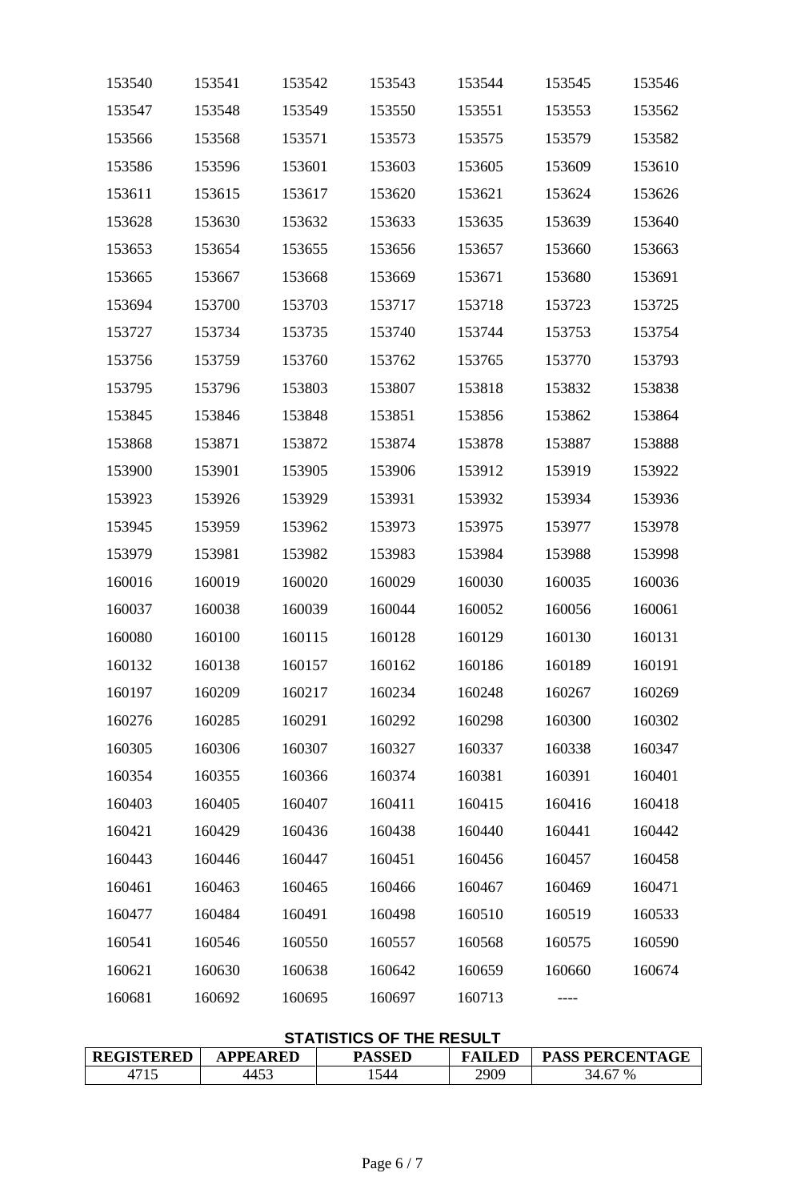| | | | | | | |
|---|---|---|---|---|---|---|
| 153540 | 153541 | 153542 | 153543 | 153544 | 153545 | 153546 |
| 153547 | 153548 | 153549 | 153550 | 153551 | 153553 | 153562 |
| 153566 | 153568 | 153571 | 153573 | 153575 | 153579 | 153582 |
| 153586 | 153596 | 153601 | 153603 | 153605 | 153609 | 153610 |
| 153611 | 153615 | 153617 | 153620 | 153621 | 153624 | 153626 |
| 153628 | 153630 | 153632 | 153633 | 153635 | 153639 | 153640 |
| 153653 | 153654 | 153655 | 153656 | 153657 | 153660 | 153663 |
| 153665 | 153667 | 153668 | 153669 | 153671 | 153680 | 153691 |
| 153694 | 153700 | 153703 | 153717 | 153718 | 153723 | 153725 |
| 153727 | 153734 | 153735 | 153740 | 153744 | 153753 | 153754 |
| 153756 | 153759 | 153760 | 153762 | 153765 | 153770 | 153793 |
| 153795 | 153796 | 153803 | 153807 | 153818 | 153832 | 153838 |
| 153845 | 153846 | 153848 | 153851 | 153856 | 153862 | 153864 |
| 153868 | 153871 | 153872 | 153874 | 153878 | 153887 | 153888 |
| 153900 | 153901 | 153905 | 153906 | 153912 | 153919 | 153922 |
| 153923 | 153926 | 153929 | 153931 | 153932 | 153934 | 153936 |
| 153945 | 153959 | 153962 | 153973 | 153975 | 153977 | 153978 |
| 153979 | 153981 | 153982 | 153983 | 153984 | 153988 | 153998 |
| 160016 | 160019 | 160020 | 160029 | 160030 | 160035 | 160036 |
| 160037 | 160038 | 160039 | 160044 | 160052 | 160056 | 160061 |
| 160080 | 160100 | 160115 | 160128 | 160129 | 160130 | 160131 |
| 160132 | 160138 | 160157 | 160162 | 160186 | 160189 | 160191 |
| 160197 | 160209 | 160217 | 160234 | 160248 | 160267 | 160269 |
| 160276 | 160285 | 160291 | 160292 | 160298 | 160300 | 160302 |
| 160305 | 160306 | 160307 | 160327 | 160337 | 160338 | 160347 |
| 160354 | 160355 | 160366 | 160374 | 160381 | 160391 | 160401 |
| 160403 | 160405 | 160407 | 160411 | 160415 | 160416 | 160418 |
| 160421 | 160429 | 160436 | 160438 | 160440 | 160441 | 160442 |
| 160443 | 160446 | 160447 | 160451 | 160456 | 160457 | 160458 |
| 160461 | 160463 | 160465 | 160466 | 160467 | 160469 | 160471 |
| 160477 | 160484 | 160491 | 160498 | 160510 | 160519 | 160533 |
| 160541 | 160546 | 160550 | 160557 | 160568 | 160575 | 160590 |
| 160621 | 160630 | 160638 | 160642 | 160659 | 160660 | 160674 |
| 160681 | 160692 | 160695 | 160697 | 160713 | ---- | |

**STATISTICS OF THE RESULT**

| REGISTERED | APPEARED | PASSED | FAILED | PASS PERCENTAGE |
|---|---|---|---|---|
| 4715 | 4453 | 1544 | 2909 | 34.67 % |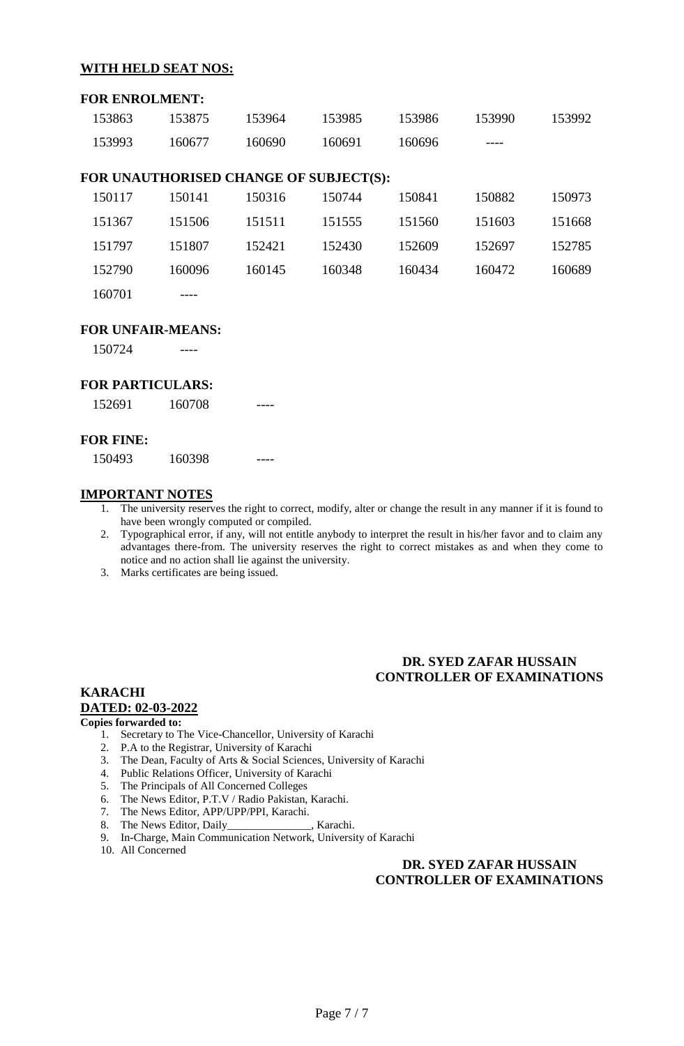**WITH HELD SEAT NOS:**

**FOR ENROLMENT:**

| | | | | | | |
|---|---|---|---|---|---|---|
| 153863 | 153875 | 153964 | 153985 | 153986 | 153990 | 153992 |
| 153993 | 160677 | 160690 | 160691 | 160696 | ---- | |

**FOR UNAUTHORISED CHANGE OF SUBJECT(S):**

| | | | | | | |
|---|---|---|---|---|---|---|
| 150117 | 150141 | 150316 | 150744 | 150841 | 150882 | 150973 |
| 151367 | 151506 | 151511 | 151555 | 151560 | 151603 | 151668 |
| 151797 | 151807 | 152421 | 152430 | 152609 | 152697 | 152785 |
| 152790 | 160096 | 160145 | 160348 | 160434 | 160472 | 160689 |
| 160701 | ---- | | | | | |

**FOR UNFAIR-MEANS:**

150724 ----

**FOR PARTICULARS:**

152691 160708 ----

**FOR FINE:**

150493 160398 ----

**IMPORTANT NOTES**

1. The university reserves the right to correct, modify, alter or change the result in any manner if it is found to have been wrongly computed or compiled.
2. Typographical error, if any, will not entitle anybody to interpret the result in his/her favor and to claim any advantages there-from. The university reserves the right to correct mistakes as and when they come to notice and no action shall lie against the university.
3. Marks certificates are being issued.

**DR. SYED ZAFAR HUSSAIN**
**CONTROLLER OF EXAMINATIONS**

**KARACHI**
**DATED: 02-03-2022**

**Copies forwarded to:**

1. Secretary to The Vice-Chancellor, University of Karachi
2. P.A to the Registrar, University of Karachi
3. The Dean, Faculty of Arts & Social Sciences, University of Karachi
4. Public Relations Officer, University of Karachi
5. The Principals of All Concerned Colleges
6. The News Editor, P.T.V / Radio Pakistan, Karachi.
7. The News Editor, APP/UPP/PPI, Karachi.
8. The News Editor, Daily_______________, Karachi.
9. In-Charge, Main Communication Network, University of Karachi
10. All Concerned

**DR. SYED ZAFAR HUSSAIN**
**CONTROLLER OF EXAMINATIONS**